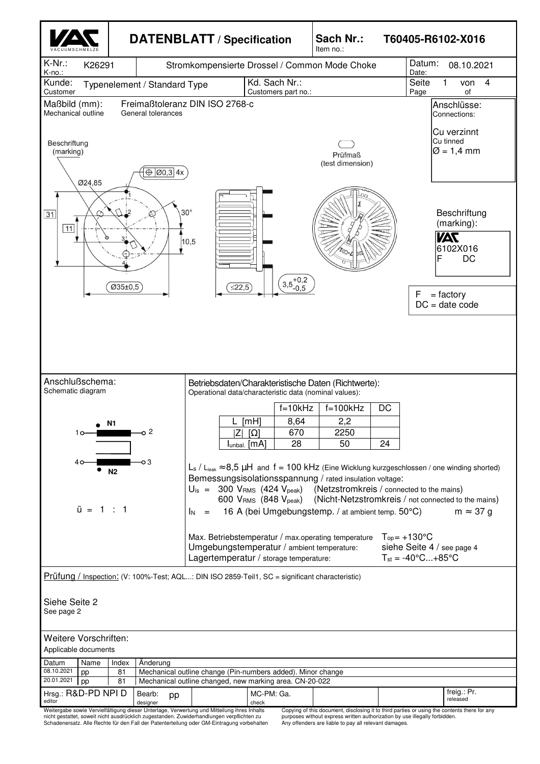# DATENBLATT / Specification

**Sach Nr.:** / Item no.: **T60405-R6102-X016**

| | | | |
|---|---|---|---|
| K-Nr.: / K-no.: K26291 | Stromkompensierte Drossel / Common Mode Choke | | Datum: / Date: 08.10.2021 |
| Kunde: / Customer: Typenelement / Standard Type | Kd. Sach Nr.: / Customers part no.: | | Seite / Page 1 von / of 4 |

## Maßbild (mm): / Mechanical outline

Freimaßtoleranz DIN ISO 2768-c / General tolerances

Beschriftung (marking)

Ø24,85

⊕ Ø0,3 4x

31

11

30°

10,5

Ø35±0,5

≤22,5

$3,5^{+0,2}_{-0,5}$

Prüfmaß (test dimension)

**Anschlüsse: / Connections:**

Cu verzinnt / Cu tinned
Ø = 1,4 mm

**Beschriftung (marking):**

VAC
6102X016
F DC

F = factory
DC = date code

## Anschlußschema: / Schematic diagram

N1: 1 — 2

N2: 4 — 3

ü = 1 : 1

## Betriebsdaten/Charakteristische Daten (Richtwerte): / Operational data/characteristic data (nominal values):

| | f=10kHz | f=100kHz | DC |
|---|---|---|---|
| L [mH] | 8,64 | 2,2 | |
| \|Z\| [Ω] | 670 | 2250 | |
| $I_{unbal.}$ [mA] | 28 | 50 | 24 |

$L_s$ / $L_{leak}$ ≈ 8,5 µH and f = 100 kHz (Eine Wicklung kurzgeschlossen / one winding shorted)

Bemessungsisolationsspannung / rated insulation voltage:

$U_{is}$ = 300 $V_{RMS}$ (424 $V_{peak}$) (Netzstromkreis / connected to the mains)
600 $V_{RMS}$ (848 $V_{peak}$) (Nicht-Netzstromkreis / not connected to the mains)

$I_N$ = 16 A (bei Umgebungstemp. / at ambient temp. 50°C) m ≈ 37 g

Max. Betriebstemperatur / max.operating temperature $T_{op}$ = +130°C
Umgebungstemperatur / ambient temperature: siehe Seite 4 / see page 4
Lagertemperatur / storage temperature: $T_{st}$ = -40°C...+85°C

## Prüfung / Inspection:

(V: 100%-Test; AQL...: DIN ISO 2859-Teil1, SC = significant characteristic)

Siehe Seite 2
See page 2

## Weitere Vorschriften: / Applicable documents

| Datum | Name | Index | Änderung |
|---|---|---|---|
| 08.10.2021 | pp | 81 | Mechanical outline change (Pin-numbers added). Minor change |
| 20.01.2021 | pp | 81 | Mechanical outline changed, new marking area. CN-20-022 |

| Hrsg.: R&D-PD NPI D (editor) | Bearb.: pp (designer) | MC-PM: Ga. (check) | freig.: Pr. (released) |
|---|---|---|---|

Weitergabe sowie Vervielfältigung dieser Unterlage, Verwertung und Mitteilung ihres Inhalts nicht gestattet, soweit nicht ausdrücklich zugestanden. Zuwiderhandlungen verpflichten zu Schadenersatz. Alle Rechte für den Fall der Patenterteilung oder GM-Eintragung vorbehalten

Copying of this document, disclosing it to third parties or using the contents there for any purposes without express written authorization by use illegally forbidden. Any offenders are liable to pay all relevant damages.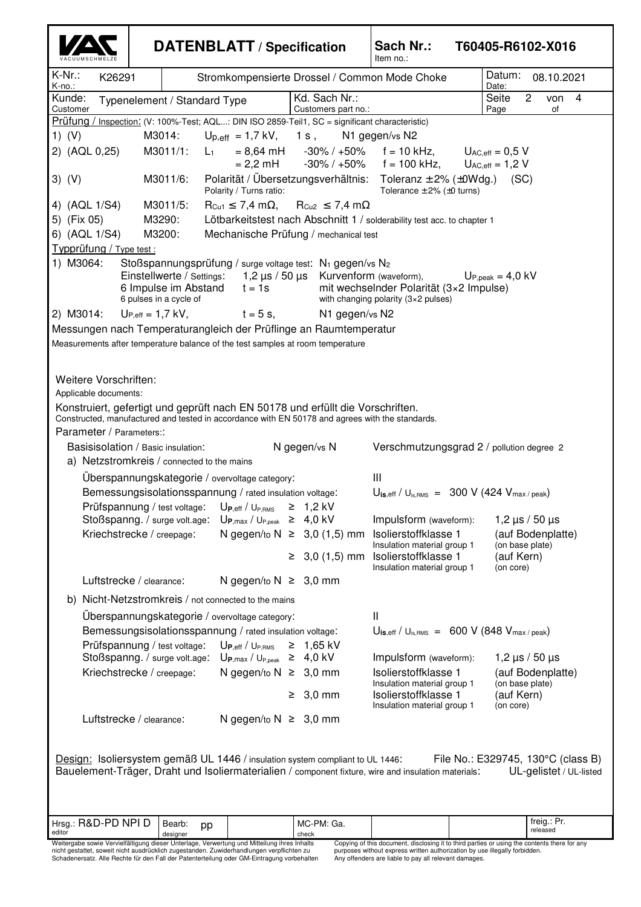| VACUUMSCHMELZE | **DATENBLATT / Specification** | Sach Nr.: Item no.: | **T60405-R6102-X016** |
|---|---|---|---|

| K-Nr.: K-no.: K26291 | Stromkompensierte Drossel / Common Mode Choke | Datum: Date: 08.10.2021 |
|---|---|---|
| Kunde: Customer: Typenelement / Standard Type | Kd. Sach Nr.: Customers part no.: | Seite Page 2 von of 4 |

Prüfung / Inspection: (V: 100%-Test; AQL...: DIN ISO 2859-Teil1, SC = significant characteristic)

1) (V) M3014: $U_{p,eff}$ = 1,7 kV, 1 s, N1 gegen/vs N2

2) (AQL 0,25) M3011/1: $L_1$ = 8,64 mH -30% / +50% f = 10 kHz, $U_{AC,eff}$ = 0,5 V
= 2,2 mH -30% / +50% f = 100 kHz, $U_{AC,eff}$ = 1,2 V

3) (V) M3011/6: Polarität / Übersetzungsverhältnis: Polarity / Turns ratio: Toleranz ±2% (±0Wdg.) Tolerance ±2% (±0 turns) (SC)

4) (AQL 1/S4) M3011/5: $R_{Cu1} \leq 7{,}4\ m\Omega$, $R_{Cu2} \leq 7{,}4\ m\Omega$

5) (Fix 05) M3290: Lötbarkeitstest nach Abschnitt 1 / solderability test acc. to chapter 1

6) (AQL 1/S4) M3200: Mechanische Prüfung / mechanical test

Typprüfung / Type test :

1) M3064: Stoßspannungsprüfung / surge voltage test: $N_1$ gegen/vs $N_2$
Einstellwerte / Settings: 1,2 µs / 50 µs Kurvenform (waveform), $U_{P,peak}$ = 4,0 kV
6 Impulse im Abstand 6 pulses in a cycle of t = 1s mit wechselnder Polarität (3×2 Impulse) with changing polarity (3×2 pulses)

2) M3014: $U_{P,eff}$ = 1,7 kV, t = 5 s, N1 gegen/vs N2

Messungen nach Temperaturangleich der Prüflinge an Raumtemperatur
Measurements after temperature balance of the test samples at room temperature

Weitere Vorschriften:
Applicable documents:

Konstruiert, gefertigt und geprüft nach EN 50178 und erfüllt die Vorschriften.
Constructed, manufactured and tested in accordance with EN 50178 and agrees with the standards.

Parameter / Parameters::

Basisisolation / Basic insulation: N gegen/vs N — Verschmutzungsgrad 2 / pollution degree 2

a) Netzstromkreis / connected to the mains

Überspannungskategorie / overvoltage category: III

Bemessungsisolationsspannung / rated insulation voltage: $U_{is,eff}$ / $U_{is,RMS}$ = 300 V (424 $V_{max / peak}$)

Prüfspannung / test voltage: $U_{P,eff}$ / $U_{P,RMS}$ ≥ 1,2 kV

Stoßspanng. / surge volt.age: $U_{P,max}$ / $U_{P,peak}$ ≥ 4,0 kV — Impulsform (waveform): 1,2 µs / 50 µs

Kriechstrecke / creepage: N gegen/to N ≥ 3,0 (1,5) mm — Isolierstoffklasse 1 / Insulation material group 1 — (auf Bodenplatte) (on base plate)
≥ 3,0 (1,5) mm — Isolierstoffklasse 1 / Insulation material group 1 — (auf Kern) (on core)

Luftstrecke / clearance: N gegen/to N ≥ 3,0 mm

b) Nicht-Netzstromkreis / not connected to the mains

Überspannungskategorie / overvoltage category: II

Bemessungsisolationsspannung / rated insulation voltage: $U_{is,eff}$ / $U_{is,RMS}$ = 600 V (848 $V_{max / peak}$)

Prüfspannung / test voltage: $U_{P,eff}$ / $U_{P,RMS}$ ≥ 1,65 kV

Stoßspanng. / surge volt.age: $U_{P,max}$ / $U_{P,peak}$ ≥ 4,0 kV — Impulsform (waveform): 1,2 µs / 50 µs

Kriechstrecke / creepage: N gegen/to N ≥ 3,0 mm — Isolierstoffklasse 1 / Insulation material group 1 — (auf Bodenplatte) (on base plate)
≥ 3,0 mm — Isolierstoffklasse 1 / Insulation material group 1 — (auf Kern) (on core)

Luftstrecke / clearance: N gegen/to N ≥ 3,0 mm

Design: Isoliersystem gemäß UL 1446 / insulation system compliant to UL 1446: File No.: E329745, 130°C (class B)
Bauelement-Träger, Draht und Isoliermaterialien / component fixture, wire and insulation materials: UL-gelistet / UL-listed

| Hrsg.: editor R&D-PD NPI D | Bearb: designer pp | MC-PM: Ga. check | | freig.: released Pr. |
|---|---|---|---|---|

Weitergabe sowie Vervielfältigung dieser Unterlage, Verwertung und Mitteilung ihres Inhalts nicht gestattet, soweit nicht ausdrücklich zugestanden. Zuwiderhandlungen verpflichten zu Schadenersatz. Alle Rechte für den Fall der Patenterteilung oder GM-Eintragung vorbehalten

Copying of this document, disclosing it to third parties or using the contents there for any purposes without express written authorization by use illegally forbidden. Any offenders are liable to pay all relevant damages.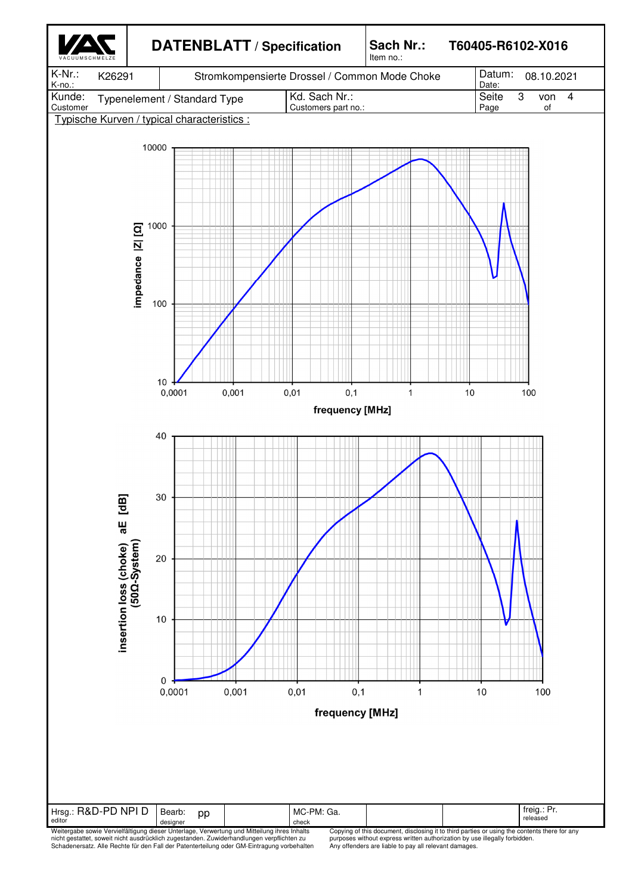| | **DATENBLATT / Specification** | **Sach Nr.:** Item no.: | **T60405-R6102-X016** |
|---|---|---|---|
| K-Nr.: K-no.: K26291 | Stromkompensierte Drossel / Common Mode Choke | Datum: Date: | 08.10.2021 |
| Kunde: Customer: Typenelement / Standard Type | Kd. Sach Nr.: Customers part no.: | Seite Page 3 | von of 4 |

Typische Kurven / typical characteristics :

impedance |Z| [Ω]

frequency [MHz]

insertion loss (choke) aE [dB] (50Ω-System)

frequency [MHz]

| Hrsg.: R&D-PD NPI D editor | Bearb.: pp designer | | MC-PM: Ga. check | | | freig.: Pr. released |
|---|---|---|---|---|---|---|

Weitergabe sowie Vervielfältigung dieser Unterlage, Verwertung und Mitteilung ihres Inhalts nicht gestattet, soweit nicht ausdrücklich zugestanden. Zuwiderhandlungen verpflichten zu Schadenersatz. Alle Rechte für den Fall der Patenterteilung oder GM-Eintragung vorbehalten

Copying of this document, disclosing it to third parties or using the contents there for any purposes without express written authorization by use illegally forbidden. Any offenders are liable to pay all relevant damages.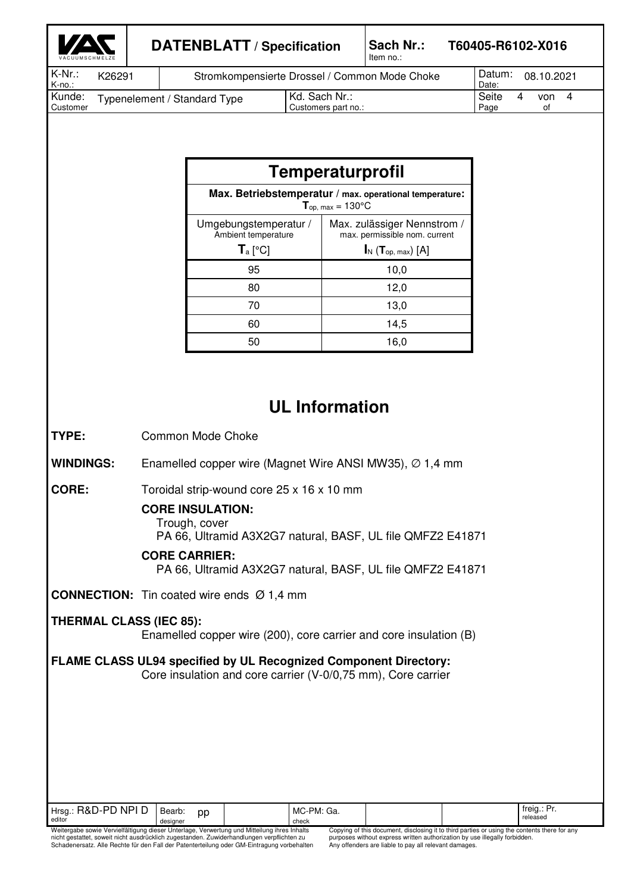## Temperaturprofil

**Max. Betriebstemperatur / max. operational temperature:** $T_{op,\,max}$ = 130°C

| Umgebungstemperatur / Ambient temperature $T_a$ [°C] | Max. zulässiger Nennstrom / max. permissible nom. current $I_N$ ($T_{op,\,max}$) [A] |
|---|---|
| 95 | 10,0 |
| 80 | 12,0 |
| 70 | 13,0 |
| 60 | 14,5 |
| 50 | 16,0 |

# UL Information

**TYPE:** Common Mode Choke

**WINDINGS:** Enamelled copper wire (Magnet Wire ANSI MW35), ∅ 1,4 mm

**CORE:** Toroidal strip-wound core 25 x 16 x 10 mm

**CORE INSULATION:**
Trough, cover
PA 66, Ultramid A3X2G7 natural, BASF, UL file QMFZ2 E41871

**CORE CARRIER:**
PA 66, Ultramid A3X2G7 natural, BASF, UL file QMFZ2 E41871

**CONNECTION:** Tin coated wire ends Ø 1,4 mm

**THERMAL CLASS (IEC 85):**
Enamelled copper wire (200), core carrier and core insulation (B)

**FLAME CLASS UL94 specified by UL Recognized Component Directory:**
Core insulation and core carrier (V-0/0,75 mm), Core carrier